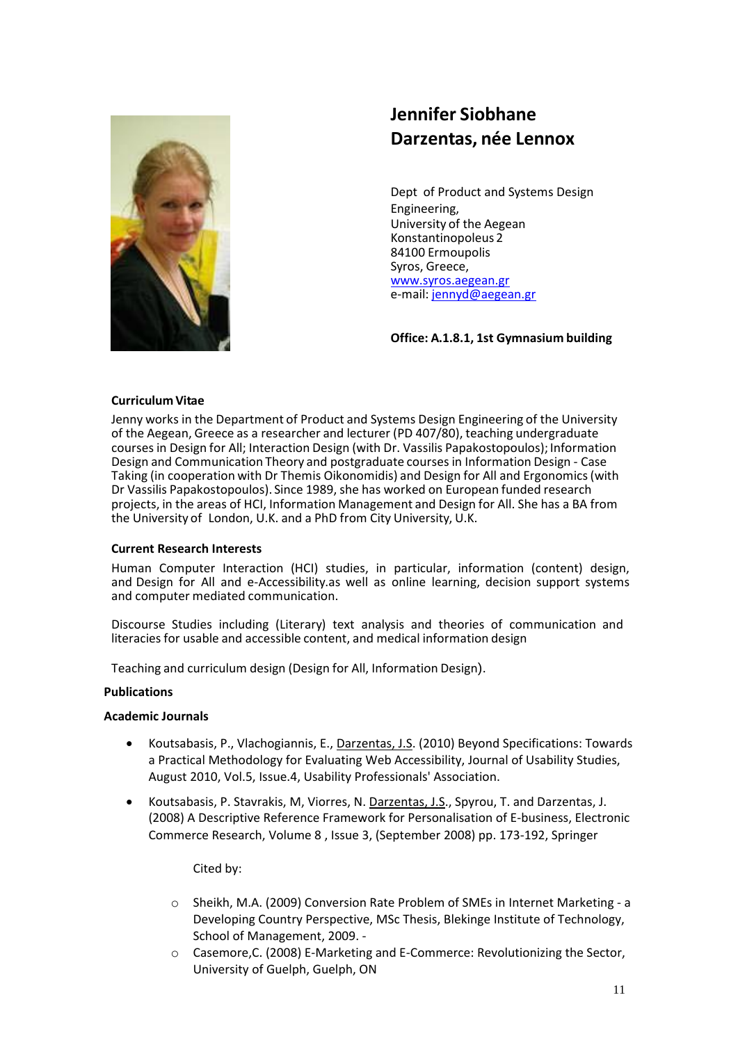# Jennifer Siobhane Darzentas, née Lennox

Dept of Product and Systems Design Engineering,
University of the Aegean
Konstantinopoleus 2
84100 Ermoupolis
Syros, Greece,
www.syros.aegean.gr
e-mail: jennyd@aegean.gr

**Office: A.1.8.1, 1st Gymnasium building**

## Curriculum Vitae

Jenny works in the Department of Product and Systems Design Engineering of the University of the Aegean, Greece as a researcher and lecturer (PD 407/80), teaching undergraduate courses in Design for All; Interaction Design (with Dr. Vassilis Papakostopoulos); Information Design and Communication Theory and postgraduate courses in Information Design - Case Taking (in cooperation with Dr Themis Oikonomidis) and Design for All and Ergonomics (with Dr Vassilis Papakostopoulos). Since 1989, she has worked on European funded research projects, in the areas of HCI, Information Management and Design for All. She has a BA from the University of London, U.K. and a PhD from City University, U.K.

## Current Research Interests

Human Computer Interaction (HCI) studies, in particular, information (content) design, and Design for All and e-Accessibility.as well as online learning, decision support systems and computer mediated communication.

Discourse Studies including (Literary) text analysis and theories of communication and literacies for usable and accessible content, and medical information design

Teaching and curriculum design (Design for All, Information Design).

## Publications

### Academic Journals

- Koutsabasis, P., Vlachogiannis, E., Darzentas, J.S. (2010) Beyond Specifications: Towards a Practical Methodology for Evaluating Web Accessibility, Journal of Usability Studies, August 2010, Vol.5, Issue.4, Usability Professionals' Association.
- Koutsabasis, P. Stavrakis, M, Viorres, N. Darzentas, J.S., Spyrou, T. and Darzentas, J. (2008) A Descriptive Reference Framework for Personalisation of E-business, Electronic Commerce Research, Volume 8 , Issue 3, (September 2008) pp. 173-192, Springer

  Cited by:

  - Sheikh, M.A. (2009) Conversion Rate Problem of SMEs in Internet Marketing - a Developing Country Perspective, MSc Thesis, Blekinge Institute of Technology, School of Management, 2009. -
  - Casemore,C. (2008) E-Marketing and E-Commerce: Revolutionizing the Sector, University of Guelph, Guelph, ON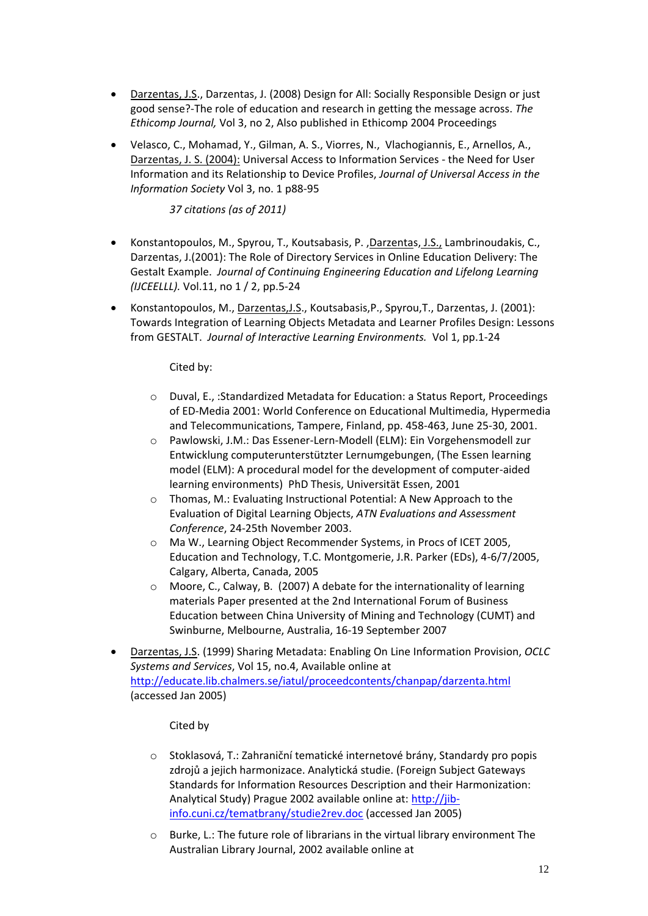- Darzentas, J.S., Darzentas, J. (2008) Design for All: Socially Responsible Design or just good sense?-The role of education and research in getting the message across. *The Ethicomp Journal,* Vol 3, no 2, Also published in Ethicomp 2004 Proceedings

- Velasco, C., Mohamad, Y., Gilman, A. S., Viorres, N., Vlachogiannis, E., Arnellos, A., Darzentas, J. S. (2004): Universal Access to Information Services - the Need for User Information and its Relationship to Device Profiles, *Journal of Universal Access in the Information Society* Vol 3, no. 1 p88-95

  *37 citations (as of 2011)*

- Konstantopoulos, M., Spyrou, T., Koutsabasis, P. ,Darzentas, J.S., Lambrinoudakis, C., Darzentas, J.(2001): The Role of Directory Services in Online Education Delivery: The Gestalt Example. *Journal of Continuing Engineering Education and Lifelong Learning (IJCEELLL).* Vol.11, no 1 / 2, pp.5-24

- Konstantopoulos, M., Darzentas,J.S., Koutsabasis,P., Spyrou,T., Darzentas, J. (2001): Towards Integration of Learning Objects Metadata and Learner Profiles Design: Lessons from GESTALT. *Journal of Interactive Learning Environments.* Vol 1, pp.1-24

  Cited by:

  - Duval, E., :Standardized Metadata for Education: a Status Report, Proceedings of ED-Media 2001: World Conference on Educational Multimedia, Hypermedia and Telecommunications, Tampere, Finland, pp. 458-463, June 25-30, 2001.
  - Pawlowski, J.M.: Das Essener-Lern-Modell (ELM): Ein Vorgehensmodell zur Entwicklung computerunterstützter Lernumgebungen, (The Essen learning model (ELM): A procedural model for the development of computer-aided learning environments) PhD Thesis, Universität Essen, 2001
  - Thomas, M.: Evaluating Instructional Potential: A New Approach to the Evaluation of Digital Learning Objects, *ATN Evaluations and Assessment Conference*, 24-25th November 2003.
  - Ma W., Learning Object Recommender Systems, in Procs of ICET 2005, Education and Technology, T.C. Montgomerie, J.R. Parker (EDs), 4-6/7/2005, Calgary, Alberta, Canada, 2005
  - Moore, C., Calway, B. (2007) A debate for the internationality of learning materials Paper presented at the 2nd International Forum of Business Education between China University of Mining and Technology (CUMT) and Swinburne, Melbourne, Australia, 16-19 September 2007

- Darzentas, J.S. (1999) Sharing Metadata: Enabling On Line Information Provision, *OCLC Systems and Services*, Vol 15, no.4, Available online at http://educate.lib.chalmers.se/iatul/proceedcontents/chanpap/darzenta.html (accessed Jan 2005)

  Cited by

  - Stoklasová, T.: Zahraniční tematické internetové brány, Standardy pro popis zdrojů a jejich harmonizace. Analytická studie. (Foreign Subject Gateways Standards for Information Resources Description and their Harmonization: Analytical Study) Prague 2002 available online at: http://jib-info.cuni.cz/tematbrany/studie2rev.doc (accessed Jan 2005)

  - Burke, L.: The future role of librarians in the virtual library environment The Australian Library Journal, 2002 available online at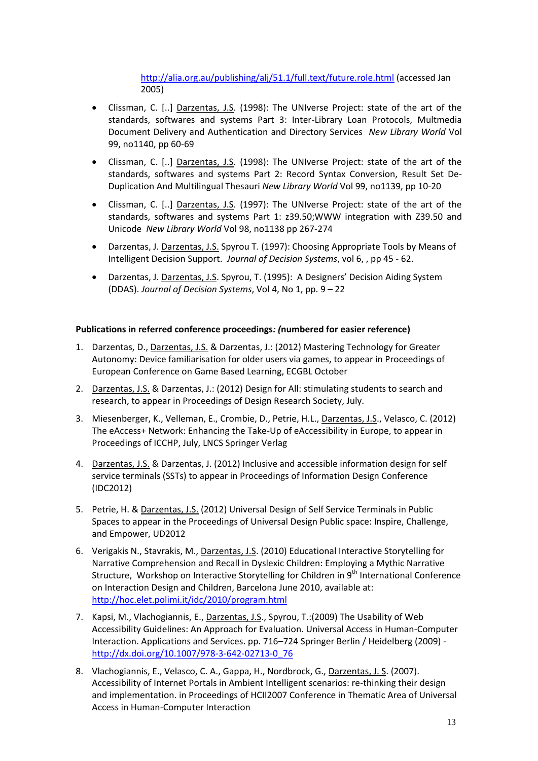http://alia.org.au/publishing/alj/51.1/full.text/future.role.html (accessed Jan 2005)

- Clissman, C. [..] Darzentas, J.S. (1998): The UNIverse Project: state of the art of the standards, softwares and systems Part 3: Inter-Library Loan Protocols, Multmedia Document Delivery and Authentication and Directory Services *New Library World* Vol 99, no1140, pp 60-69
- Clissman, C. [..] Darzentas, J.S. (1998): The UNIverse Project: state of the art of the standards, softwares and systems Part 2: Record Syntax Conversion, Result Set De-Duplication And Multilingual Thesauri *New Library World* Vol 99, no1139, pp 10-20
- Clissman, C. [..] Darzentas, J.S. (1997): The UNIverse Project: state of the art of the standards, softwares and systems Part 1: z39.50;WWW integration with Z39.50 and Unicode *New Library World* Vol 98, no1138 pp 267-274
- Darzentas, J. Darzentas, J.S. Spyrou T. (1997): Choosing Appropriate Tools by Means of Intelligent Decision Support. *Journal of Decision Systems*, vol 6, , pp 45 - 62.
- Darzentas, J. Darzentas, J.S. Spyrou, T. (1995): A Designers' Decision Aiding System (DDAS). *Journal of Decision Systems*, Vol 4, No 1, pp. 9 – 22

**Publications in referred conference proceedings*:* (numbered for easier reference)**

1. Darzentas, D., Darzentas, J.S. & Darzentas, J.: (2012) Mastering Technology for Greater Autonomy: Device familiarisation for older users via games, to appear in Proceedings of European Conference on Game Based Learning, ECGBL October
2. Darzentas, J.S. & Darzentas, J.: (2012) Design for All: stimulating students to search and research, to appear in Proceedings of Design Research Society, July.
3. Miesenberger, K., Velleman, E., Crombie, D., Petrie, H.L., Darzentas, J.S., Velasco, C. (2012) The eAccess+ Network: Enhancing the Take-Up of eAccessibility in Europe, to appear in Proceedings of ICCHP, July, LNCS Springer Verlag
4. Darzentas, J.S. & Darzentas, J. (2012) Inclusive and accessible information design for self service terminals (SSTs) to appear in Proceedings of Information Design Conference (IDC2012)
5. Petrie, H. & Darzentas, J.S. (2012) Universal Design of Self Service Terminals in Public Spaces to appear in the Proceedings of Universal Design Public space: Inspire, Challenge, and Empower, UD2012
6. Verigakis N., Stavrakis, M., Darzentas, J.S. (2010) Educational Interactive Storytelling for Narrative Comprehension and Recall in Dyslexic Children: Employing a Mythic Narrative Structure, Workshop on Interactive Storytelling for Children in 9th International Conference on Interaction Design and Children, Barcelona June 2010, available at: http://hoc.elet.polimi.it/idc/2010/program.html
7. Kapsi, M., Vlachogiannis, E., Darzentas, J.S., Spyrou, T.:(2009) The Usability of Web Accessibility Guidelines: An Approach for Evaluation. Universal Access in Human-Computer Interaction. Applications and Services. pp. 716–724 Springer Berlin / Heidelberg (2009) - http://dx.doi.org/10.1007/978-3-642-02713-0_76
8. Vlachogiannis, E., Velasco, C. A., Gappa, H., Nordbrock, G., Darzentas, J. S. (2007). Accessibility of Internet Portals in Ambient Intelligent scenarios: re-thinking their design and implementation. in Proceedings of HCII2007 Conference in Thematic Area of Universal Access in Human-Computer Interaction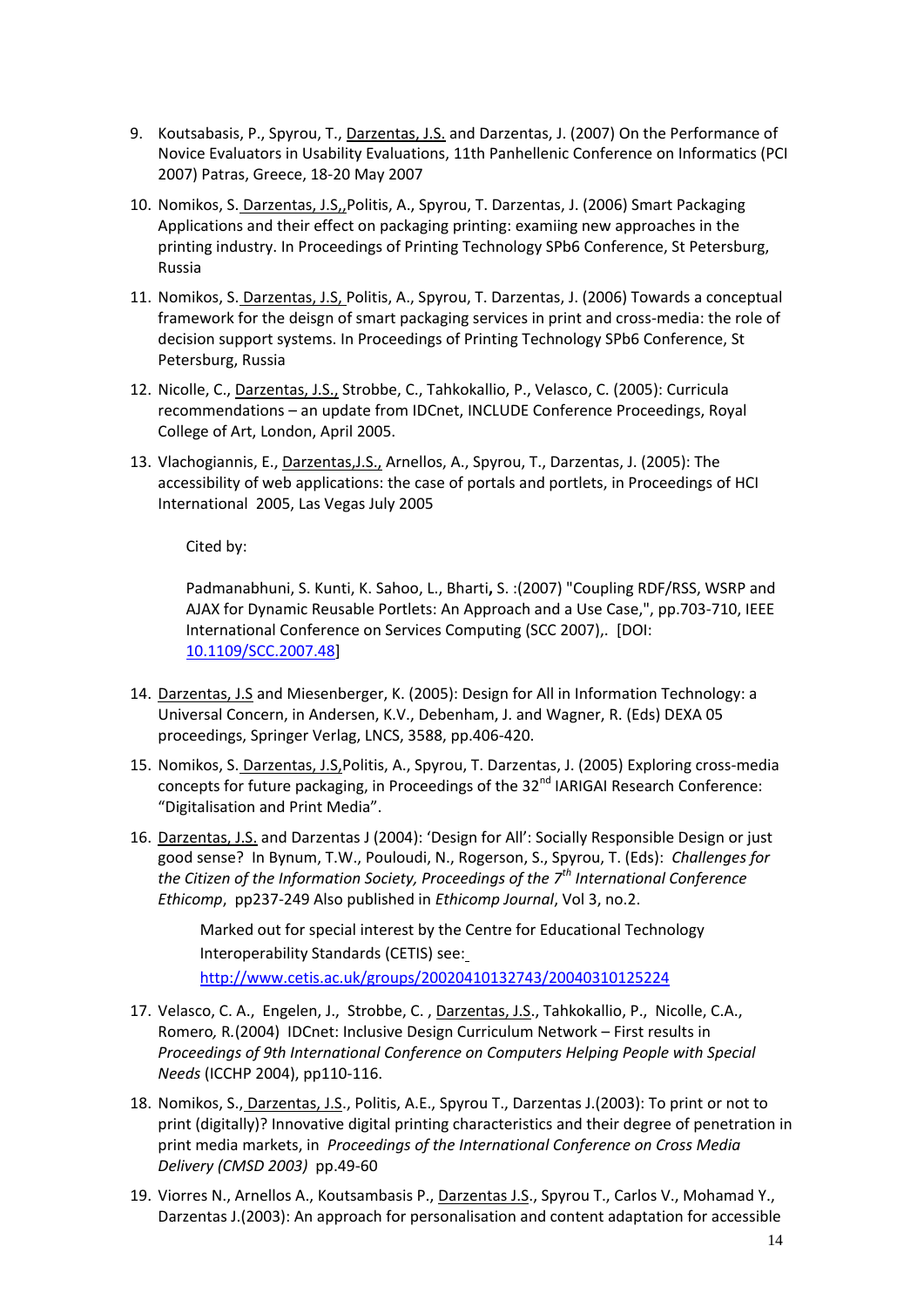9. Koutsabasis, P., Spyrou, T., Darzentas, J.S. and Darzentas, J. (2007) On the Performance of Novice Evaluators in Usability Evaluations, 11th Panhellenic Conference on Informatics (PCI 2007) Patras, Greece, 18-20 May 2007

10. Nomikos, S. Darzentas, J.S,,Politis, A., Spyrou, T. Darzentas, J. (2006) Smart Packaging Applications and their effect on packaging printing: examiing new approaches in the printing industry. In Proceedings of Printing Technology SPb6 Conference, St Petersburg, Russia

11. Nomikos, S. Darzentas, J.S, Politis, A., Spyrou, T. Darzentas, J. (2006) Towards a conceptual framework for the deisgn of smart packaging services in print and cross-media: the role of decision support systems. In Proceedings of Printing Technology SPb6 Conference, St Petersburg, Russia

12. Nicolle, C., Darzentas, J.S., Strobbe, C., Tahkokallio, P., Velasco, C. (2005): Curricula recommendations – an update from IDCnet, INCLUDE Conference Proceedings, Royal College of Art, London, April 2005.

13. Vlachogiannis, E., Darzentas,J.S., Arnellos, A., Spyrou, T., Darzentas, J. (2005): The accessibility of web applications: the case of portals and portlets, in Proceedings of HCI International 2005, Las Vegas July 2005

    Cited by:

    Padmanabhuni, S. Kunti, K. Sahoo, L., Bharti**,** S. :(2007) "Coupling RDF/RSS, WSRP and AJAX for Dynamic Reusable Portlets: An Approach and a Use Case,", pp.703-710, IEEE International Conference on Services Computing (SCC 2007),. [DOI: 10.1109/SCC.2007.48]

14. Darzentas, J.S and Miesenberger, K. (2005): Design for All in Information Technology: a Universal Concern, in Andersen, K.V., Debenham, J. and Wagner, R. (Eds) DEXA 05 proceedings, Springer Verlag, LNCS, 3588, pp.406-420.

15. Nomikos, S. Darzentas, J.S,Politis, A., Spyrou, T. Darzentas, J. (2005) Exploring cross-media concepts for future packaging, in Proceedings of the 32nd IARIGAI Research Conference: "Digitalisation and Print Media".

16. Darzentas, J.S. and Darzentas J (2004): 'Design for All': Socially Responsible Design or just good sense? In Bynum, T.W., Pouloudi, N., Rogerson, S., Spyrou, T. (Eds): *Challenges for the Citizen of the Information Society, Proceedings of the 7th International Conference Ethicomp*, pp237-249 Also published in *Ethicomp Journal*, Vol 3, no.2.

    Marked out for special interest by the Centre for Educational Technology Interoperability Standards (CETIS) see: http://www.cetis.ac.uk/groups/20020410132743/20040310125224

17. Velasco, C. A., Engelen, J., Strobbe, C. , Darzentas, J.S., Tahkokallio, P., Nicolle, C.A., Romero*,* R.(2004) IDCnet: Inclusive Design Curriculum Network – First results in *Proceedings of 9th International Conference on Computers Helping People with Special Needs* (ICCHP 2004), pp110-116.

18. Nomikos, S., Darzentas, J.S., Politis, A.E., Spyrou T., Darzentas J.(2003): To print or not to print (digitally)? Innovative digital printing characteristics and their degree of penetration in print media markets, in *Proceedings of the International Conference on Cross Media Delivery (CMSD 2003)* pp.49-60

19. Viorres N., Arnellos A., Koutsambasis P., Darzentas J.S., Spyrou T., Carlos V., Mohamad Y., Darzentas J.(2003): An approach for personalisation and content adaptation for accessible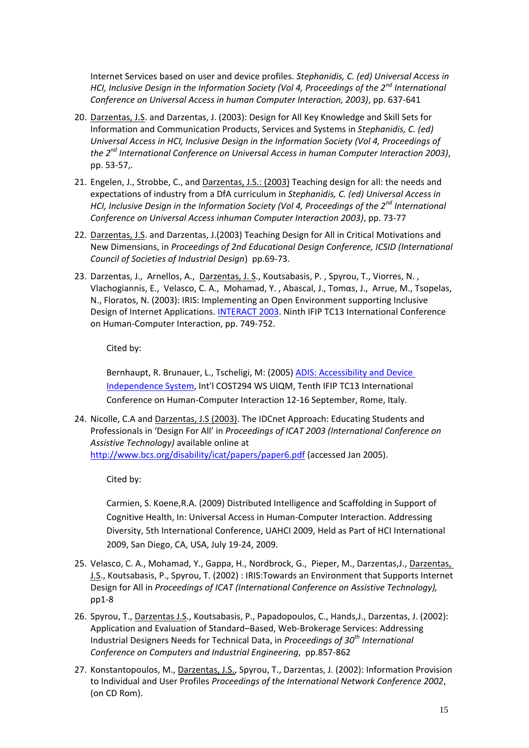Internet Services based on user and device profiles. *Stephanidis, C. (ed) Universal Access in HCI, Inclusive Design in the Information Society (Vol 4, Proceedings of the 2nd International Conference on Universal Access in human Computer Interaction, 2003)*, pp. 637-641

20. Darzentas, J.S. and Darzentas, J. (2003): Design for All Key Knowledge and Skill Sets for Information and Communication Products, Services and Systems in *Stephanidis, C. (ed) Universal Access in HCI, Inclusive Design in the Information Society (Vol 4, Proceedings of the 2nd International Conference on Universal Access in human Computer Interaction 2003)*, pp. 53-57,.

21. Engelen, J., Strobbe, C., and Darzentas, J.S.: (2003) Teaching design for all: the needs and expectations of industry from a DfA curriculum in *Stephanidis, C. (ed) Universal Access in HCI, Inclusive Design in the Information Society (Vol 4, Proceedings of the 2nd International Conference on Universal Access inhuman Computer Interaction 2003)*, pp. 73-77

22. Darzentas, J.S. and Darzentas, J.(2003) Teaching Design for All in Critical Motivations and New Dimensions, in *Proceedings of 2nd Educational Design Conference, ICSID (International Council of Societies of Industrial Design)* pp.69-73.

23. Darzentas, J., Arnellos, A., Darzentas, J. S., Koutsabasis, P. , Spyrou, T., Viorres, N. , Vlachogiannis, E., Velasco, C. A., Mohamad, Y. , Abascal, J., Tomαs, J., Arrue, M., Tsopelas, N., Floratos, N. (2003): IRIS: Implementing an Open Environment supporting Inclusive Design of Internet Applications. INTERACT 2003. Ninth IFIP TC13 International Conference on Human-Computer Interaction, pp. 749-752.

    Cited by:

    Bernhaupt, R. Brunauer, L., Tscheligi, M: (2005) ADIS: Accessibility and Device Independence System, Int'l COST294 WS UIQM, Tenth IFIP TC13 International Conference on Human-Computer Interaction 12-16 September, Rome, Italy.

24. Nicolle, C.A and Darzentas, J.S (2003). The IDCnet Approach: Educating Students and Professionals in 'Design For All' in *Proceedings of ICAT 2003 (International Conference on Assistive Technology)* available online at http://www.bcs.org/disability/icat/papers/paper6.pdf (accessed Jan 2005).

    Cited by:

    Carmien, S. Koene,R.A. (2009) Distributed Intelligence and Scaffolding in Support of Cognitive Health, In: Universal Access in Human-Computer Interaction. Addressing Diversity, 5th International Conference, UAHCI 2009, Held as Part of HCI International 2009, San Diego, CA, USA, July 19-24, 2009.

25. Velasco, C. A., Mohamad, Y., Gappa, H., Nordbrock, G., Pieper, M., Darzentas,J., Darzentas, J.S., Koutsabasis, P., Spyrou, T. (2002) : IRIS:Towards an Environment that Supports Internet Design for All in *Proceedings of ICAT (International Conference on Assistive Technology),* pp1-8

26. Spyrou, T., Darzentas J.S., Koutsabasis, P., Papadopoulos, C., Hands,J., Darzentas, J. (2002): Application and Evaluation of Standard–Based, Web-Brokerage Services: Addressing Industrial Designers Needs for Technical Data, in *Proceedings of 30th International Conference on Computers and Industrial Engineering*, pp.857-862

27. Konstantopoulos, M., Darzentas, J.S., Spyrou, T., Darzentas, J. (2002): Information Provision to Individual and User Profiles *Proceedings of the International Network Conference 2002*, (on CD Rom).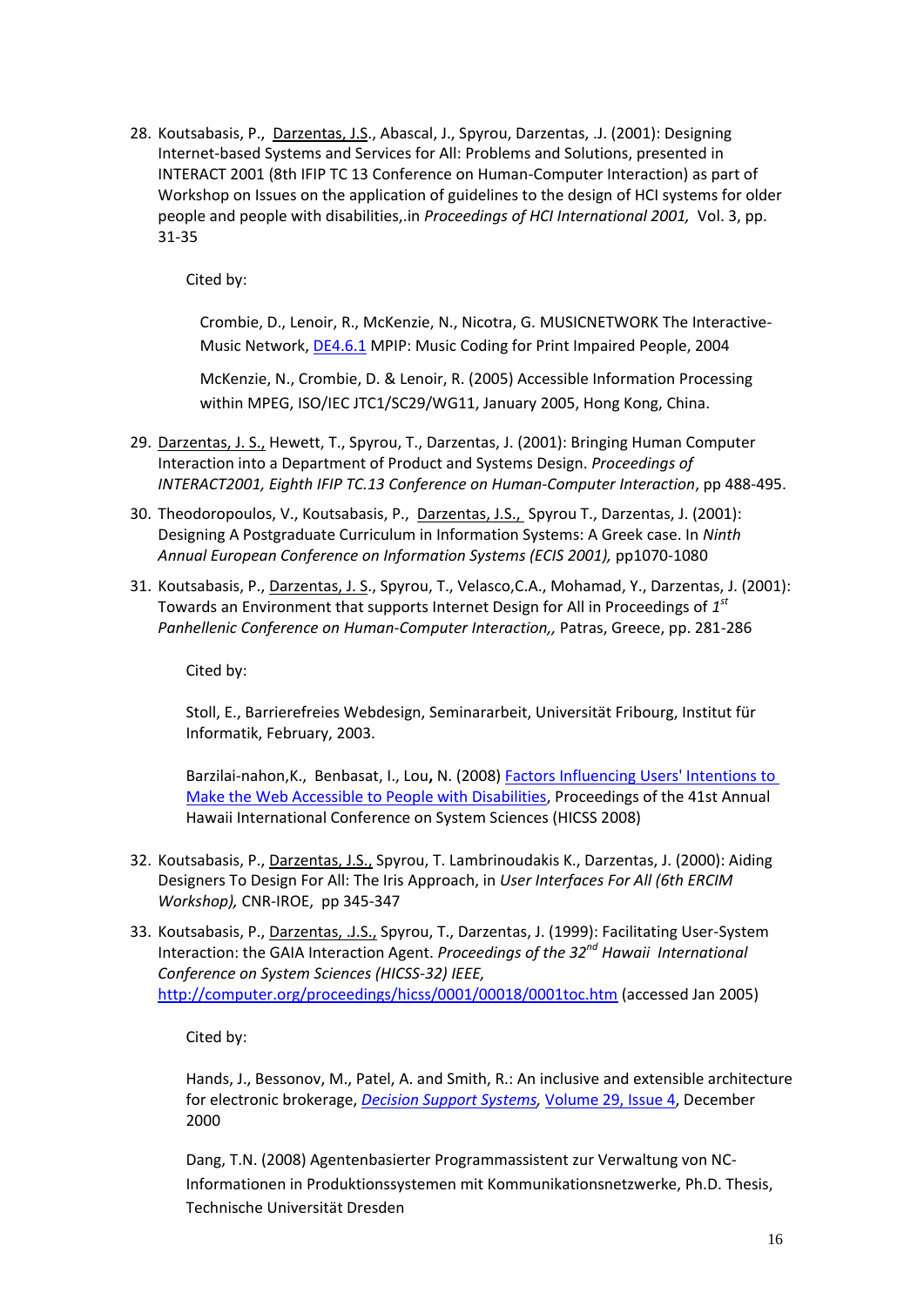28. Koutsabasis, P., Darzentas, J.S., Abascal, J., Spyrou, Darzentas, .J. (2001): Designing Internet-based Systems and Services for All: Problems and Solutions, presented in INTERACT 2001 (8th IFIP TC 13 Conference on Human-Computer Interaction) as part of Workshop on Issues on the application of guidelines to the design of HCI systems for older people and people with disabilities,.in *Proceedings of HCI International 2001,* Vol. 3, pp. 31-35

    Cited by:

    Crombie, D., Lenoir, R., McKenzie, N., Nicotra, G. MUSICNETWORK The Interactive-Music Network, DE4.6.1 MPIP: Music Coding for Print Impaired People, 2004

    McKenzie, N., Crombie, D. & Lenoir, R. (2005) Accessible Information Processing within MPEG, ISO/IEC JTC1/SC29/WG11, January 2005, Hong Kong, China.

29. Darzentas, J. S., Hewett, T., Spyrou, T., Darzentas, J. (2001): Bringing Human Computer Interaction into a Department of Product and Systems Design. *Proceedings of INTERACT2001, Eighth IFIP TC.13 Conference on Human-Computer Interaction*, pp 488-495.

30. Theodoropoulos, V., Koutsabasis, P., Darzentas, J.S., Spyrou T., Darzentas, J. (2001): Designing A Postgraduate Curriculum in Information Systems: A Greek case. In *Ninth Annual European Conference on Information Systems (ECIS 2001),* pp1070-1080

31. Koutsabasis, P., Darzentas, J. S., Spyrou, T., Velasco,C.A., Mohamad, Y., Darzentas, J. (2001): Towards an Environment that supports Internet Design for All in Proceedings of *1st Panhellenic Conference on Human-Computer Interaction,,* Patras, Greece, pp. 281-286

    Cited by:

    Stoll, E., Barrierefreies Webdesign, Seminararbeit, Universität Fribourg, Institut für Informatik, February, 2003.

    Barzilai-nahon,K., Benbasat, I., Lou**,** N. (2008) Factors Influencing Users' Intentions to Make the Web Accessible to People with Disabilities, Proceedings of the 41st Annual Hawaii International Conference on System Sciences (HICSS 2008)

32. Koutsabasis, P., Darzentas, J.S., Spyrou, T. Lambrinoudakis K., Darzentas, J. (2000): Aiding Designers To Design For All: The Iris Approach, in *User Interfaces For All (6th ERCIM Workshop),* CNR-IROE, pp 345-347

33. Koutsabasis, P., Darzentas, .J.S., Spyrou, T., Darzentas, J. (1999): Facilitating User-System Interaction: the GAIA Interaction Agent. *Proceedings of the 32nd Hawaii International Conference on System Sciences (HICSS-32) IEEE,* http://computer.org/proceedings/hicss/0001/00018/0001toc.htm (accessed Jan 2005)

    Cited by:

    Hands, J., Bessonov, M., Patel, A. and Smith, R.: An inclusive and extensible architecture for electronic brokerage, *Decision Support Systems*, Volume 29, Issue 4, December 2000

    Dang, T.N. (2008) Agentenbasierter Programmassistent zur Verwaltung von NC-Informationen in Produktionssystemen mit Kommunikationsnetzwerke, Ph.D. Thesis, Technische Universität Dresden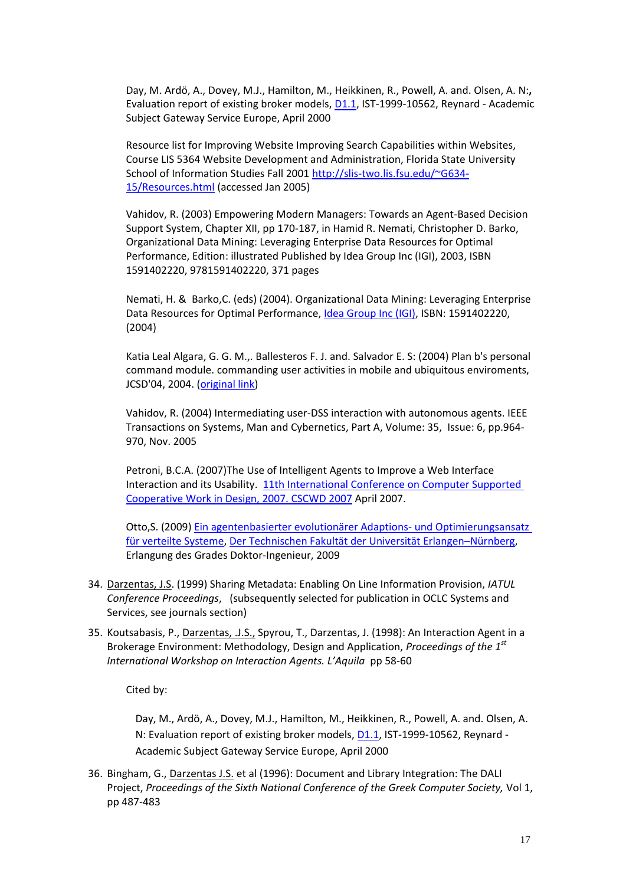Day, M. Ardö, A., Dovey, M.J., Hamilton, M., Heikkinen, R., Powell, A. and. Olsen, A. N:**,** Evaluation report of existing broker models, D1.1, IST-1999-10562, Reynard - Academic Subject Gateway Service Europe, April 2000

Resource list for Improving Website Improving Search Capabilities within Websites, Course LIS 5364 Website Development and Administration, Florida State University School of Information Studies Fall 2001 http://slis-two.lis.fsu.edu/~G634-15/Resources.html (accessed Jan 2005)

Vahidov, R. (2003) Empowering Modern Managers: Towards an Agent-Based Decision Support System, Chapter XII, pp 170-187, in Hamid R. Nemati, Christopher D. Barko, Organizational Data Mining: Leveraging Enterprise Data Resources for Optimal Performance, Edition: illustrated Published by Idea Group Inc (IGI), 2003, ISBN 1591402220, 9781591402220, 371 pages

Nemati, H. & Barko,C. (eds) (2004). Organizational Data Mining: Leveraging Enterprise Data Resources for Optimal Performance, Idea Group Inc (IGI), ISBN: 1591402220, (2004)

Katia Leal Algara, G. G. M.,. Ballesteros F. J. and. Salvador E. S: (2004) Plan b's personal command module. commanding user activities in mobile and ubiquitous enviroments, JCSD'04, 2004. (original link)

Vahidov, R. (2004) Intermediating user-DSS interaction with autonomous agents. IEEE Transactions on Systems, Man and Cybernetics, Part A, Volume: 35, Issue: 6, pp.964-970, Nov. 2005

Petroni, B.C.A. (2007)The Use of Intelligent Agents to Improve a Web Interface Interaction and its Usability. 11th International Conference on Computer Supported Cooperative Work in Design, 2007. CSCWD 2007 April 2007.

Otto,S. (2009) Ein agentenbasierter evolutionärer Adaptions- und Optimierungsansatz für verteilte Systeme, Der Technischen Fakultät der Universität Erlangen–Nürnberg, Erlangung des Grades Doktor-Ingenieur, 2009

34. Darzentas, J.S. (1999) Sharing Metadata: Enabling On Line Information Provision, *IATUL Conference Proceedings*, (subsequently selected for publication in OCLC Systems and Services, see journals section)
35. Koutsabasis, P., Darzentas, J.S., Spyrou, T., Darzentas, J. (1998): An Interaction Agent in a Brokerage Environment: Methodology, Design and Application, *Proceedings of the 1st International Workshop on Interaction Agents. L'Aquila* pp 58-60

    Cited by:

    Day, M., Ardö, A., Dovey, M.J., Hamilton, M., Heikkinen, R., Powell, A. and. Olsen, A. N: Evaluation report of existing broker models, D1.1, IST-1999-10562, Reynard - Academic Subject Gateway Service Europe, April 2000

36. Bingham, G., Darzentas J.S. et al (1996): Document and Library Integration: The DALI Project, *Proceedings of the Sixth National Conference of the Greek Computer Society,* Vol 1, pp 487-483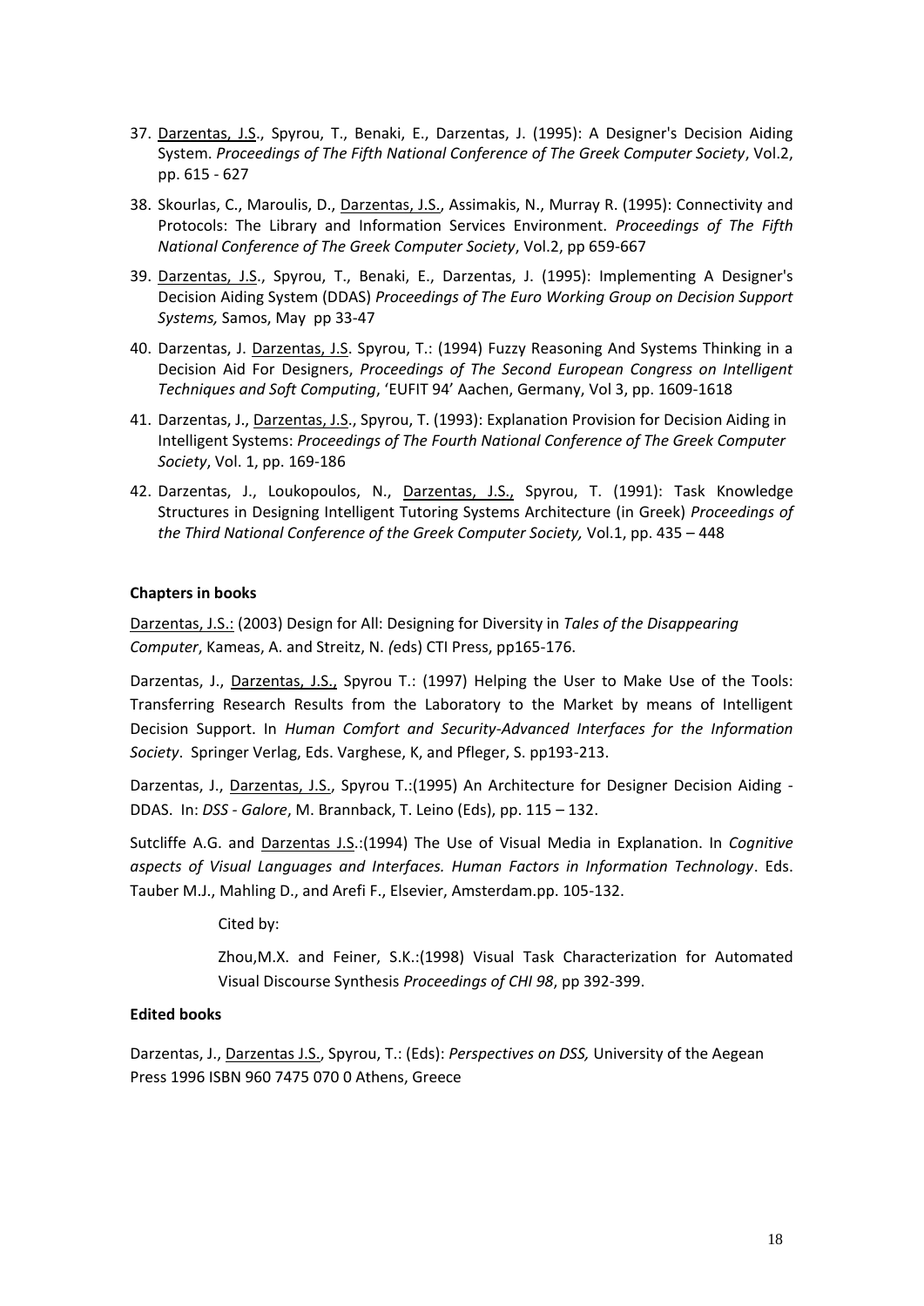37. Darzentas, J.S., Spyrou, T., Benaki, E., Darzentas, J. (1995): A Designer's Decision Aiding System. *Proceedings of The Fifth National Conference of The Greek Computer Society*, Vol.2, pp. 615 - 627

38. Skourlas, C., Maroulis, D., Darzentas, J.S., Assimakis, N., Murray R. (1995): Connectivity and Protocols: The Library and Information Services Environment. *Proceedings of The Fifth National Conference of The Greek Computer Society*, Vol.2, pp 659-667

39. Darzentas, J.S., Spyrou, T., Benaki, E., Darzentas, J. (1995): Implementing A Designer's Decision Aiding System (DDAS) *Proceedings of The Euro Working Group on Decision Support Systems,* Samos, May pp 33-47

40. Darzentas, J. Darzentas, J.S. Spyrou, T.: (1994) Fuzzy Reasoning And Systems Thinking in a Decision Aid For Designers, *Proceedings of The Second European Congress on Intelligent Techniques and Soft Computing*, 'EUFIT 94' Aachen, Germany, Vol 3, pp. 1609-1618

41. Darzentas, J., Darzentas, J.S., Spyrou, T. (1993): Explanation Provision for Decision Aiding in Intelligent Systems: *Proceedings of The Fourth National Conference of The Greek Computer Society*, Vol. 1, pp. 169-186

42. Darzentas, J., Loukopoulos, N., Darzentas, J.S., Spyrou, T. (1991): Task Knowledge Structures in Designing Intelligent Tutoring Systems Architecture (in Greek) *Proceedings of the Third National Conference of the Greek Computer Society,* Vol.1, pp. 435 – 448

**Chapters in books**

Darzentas, J.S.: (2003) Design for All: Designing for Diversity in *Tales of the Disappearing Computer*, Kameas, A. and Streitz, N. *(*eds) CTI Press, pp165-176.

Darzentas, J., Darzentas, J.S., Spyrou T.: (1997) Helping the User to Make Use of the Tools: Transferring Research Results from the Laboratory to the Market by means of Intelligent Decision Support. In *Human Comfort and Security-Advanced Interfaces for the Information Society*. Springer Verlag, Eds. Varghese, K, and Pfleger, S. pp193-213.

Darzentas, J., Darzentas, J.S., Spyrou T.:(1995) An Architecture for Designer Decision Aiding - DDAS. In: *DSS - Galore*, M. Brannback, T. Leino (Eds), pp. 115 – 132.

Sutcliffe A.G. and Darzentas J.S.:(1994) The Use of Visual Media in Explanation. In *Cognitive aspects of Visual Languages and Interfaces. Human Factors in Information Technology*. Eds. Tauber M.J., Mahling D., and Arefi F., Elsevier, Amsterdam.pp. 105-132.

> Cited by:
>
> Zhou,M.X. and Feiner, S.K.:(1998) Visual Task Characterization for Automated Visual Discourse Synthesis *Proceedings of CHI 98*, pp 392-399.

**Edited books**

Darzentas, J., Darzentas J.S., Spyrou, T.: (Eds): *Perspectives on DSS,* University of the Aegean Press 1996 ISBN 960 7475 070 0 Athens, Greece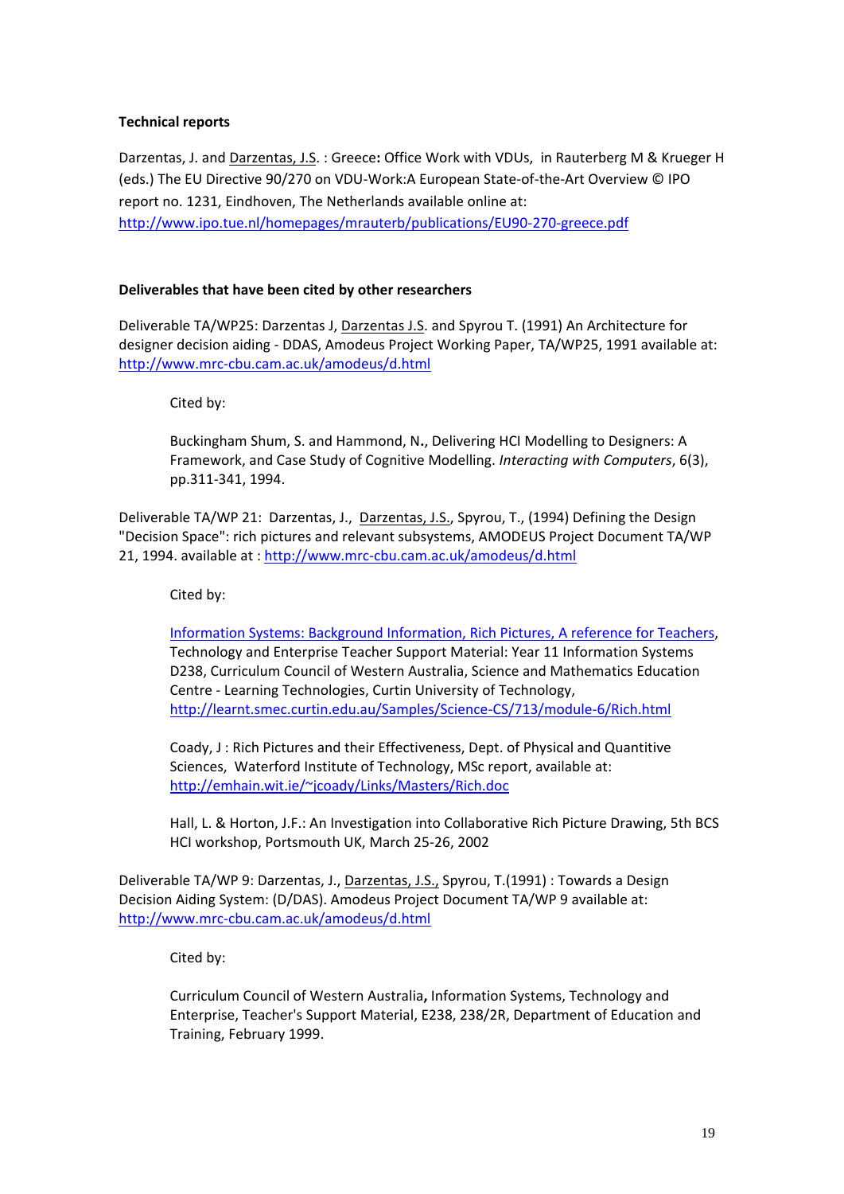**Technical reports**

Darzentas, J. and Darzentas, J.S. : Greece**:** Office Work with VDUs, in Rauterberg M & Krueger H (eds.) The EU Directive 90/270 on VDU-Work:A European State-of-the-Art Overview © IPO report no. 1231, Eindhoven, The Netherlands available online at: http://www.ipo.tue.nl/homepages/mrauterb/publications/EU90-270-greece.pdf

**Deliverables that have been cited by other researchers**

Deliverable TA/WP25: Darzentas J, Darzentas J.S. and Spyrou T. (1991) An Architecture for designer decision aiding - DDAS, Amodeus Project Working Paper, TA/WP25, 1991 available at: http://www.mrc-cbu.cam.ac.uk/amodeus/d.html

> Cited by:
>
> Buckingham Shum, S. and Hammond, N**.**, Delivering HCI Modelling to Designers: A Framework, and Case Study of Cognitive Modelling. *Interacting with Computers*, 6(3), pp.311-341, 1994.

Deliverable TA/WP 21: Darzentas, J., Darzentas, J.S., Spyrou, T., (1994) Defining the Design "Decision Space": rich pictures and relevant subsystems, AMODEUS Project Document TA/WP 21, 1994. available at : http://www.mrc-cbu.cam.ac.uk/amodeus/d.html

> Cited by:
>
> Information Systems: Background Information, Rich Pictures, A reference for Teachers, Technology and Enterprise Teacher Support Material: Year 11 Information Systems D238, Curriculum Council of Western Australia, Science and Mathematics Education Centre - Learning Technologies, Curtin University of Technology, http://learnt.smec.curtin.edu.au/Samples/Science-CS/713/module-6/Rich.html
>
> Coady, J : Rich Pictures and their Effectiveness, Dept. of Physical and Quantitive Sciences, Waterford Institute of Technology, MSc report, available at: http://emhain.wit.ie/~jcoady/Links/Masters/Rich.doc
>
> Hall, L. & Horton, J.F.: An Investigation into Collaborative Rich Picture Drawing, 5th BCS HCI workshop, Portsmouth UK, March 25-26, 2002

Deliverable TA/WP 9: Darzentas, J., Darzentas, J.S., Spyrou, T.(1991) : Towards a Design Decision Aiding System: (D/DAS). Amodeus Project Document TA/WP 9 available at: http://www.mrc-cbu.cam.ac.uk/amodeus/d.html

> Cited by:
>
> Curriculum Council of Western Australia**,** Information Systems, Technology and Enterprise, Teacher's Support Material, E238, 238/2R, Department of Education and Training, February 1999.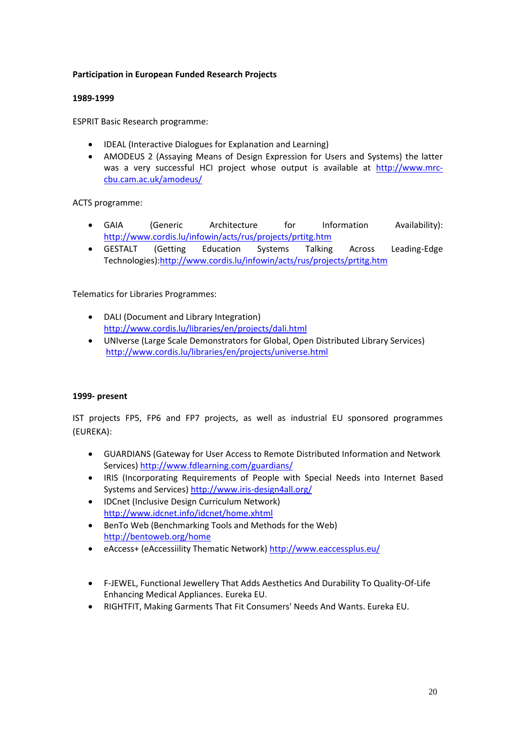**Participation in European Funded Research Projects**

**1989-1999**

ESPRIT Basic Research programme:

- IDEAL (Interactive Dialogues for Explanation and Learning)
- AMODEUS 2 (Assaying Means of Design Expression for Users and Systems) the latter was a very successful HCI project whose output is available at http://www.mrc-cbu.cam.ac.uk/amodeus/

ACTS programme:

- GAIA (Generic Architecture for Information Availability): http://www.cordis.lu/infowin/acts/rus/projects/prtitg.htm
- GESTALT (Getting Education Systems Talking Across Leading-Edge Technologies):http://www.cordis.lu/infowin/acts/rus/projects/prtitg.htm

Telematics for Libraries Programmes:

- DALI (Document and Library Integration) http://www.cordis.lu/libraries/en/projects/dali.html
- UNIverse (Large Scale Demonstrators for Global, Open Distributed Library Services) http://www.cordis.lu/libraries/en/projects/universe.html

**1999- present**

IST projects FP5, FP6 and FP7 projects, as well as industrial EU sponsored programmes (EUREKA):

- GUARDIANS (Gateway for User Access to Remote Distributed Information and Network Services) http://www.fdlearning.com/guardians/
- IRIS (Incorporating Requirements of People with Special Needs into Internet Based Systems and Services) http://www.iris-design4all.org/
- IDCnet (Inclusive Design Curriculum Network) http://www.idcnet.info/idcnet/home.xhtml
- BenTo Web (Benchmarking Tools and Methods for the Web) http://bentoweb.org/home
- eAccess+ (eAccessiility Thematic Network) http://www.eaccessplus.eu/

- F-JEWEL, Functional Jewellery That Adds Aesthetics And Durability To Quality-Of-Life Enhancing Medical Appliances. Eureka EU.
- RIGHTFIT, Making Garments That Fit Consumers' Needs And Wants. Eureka EU.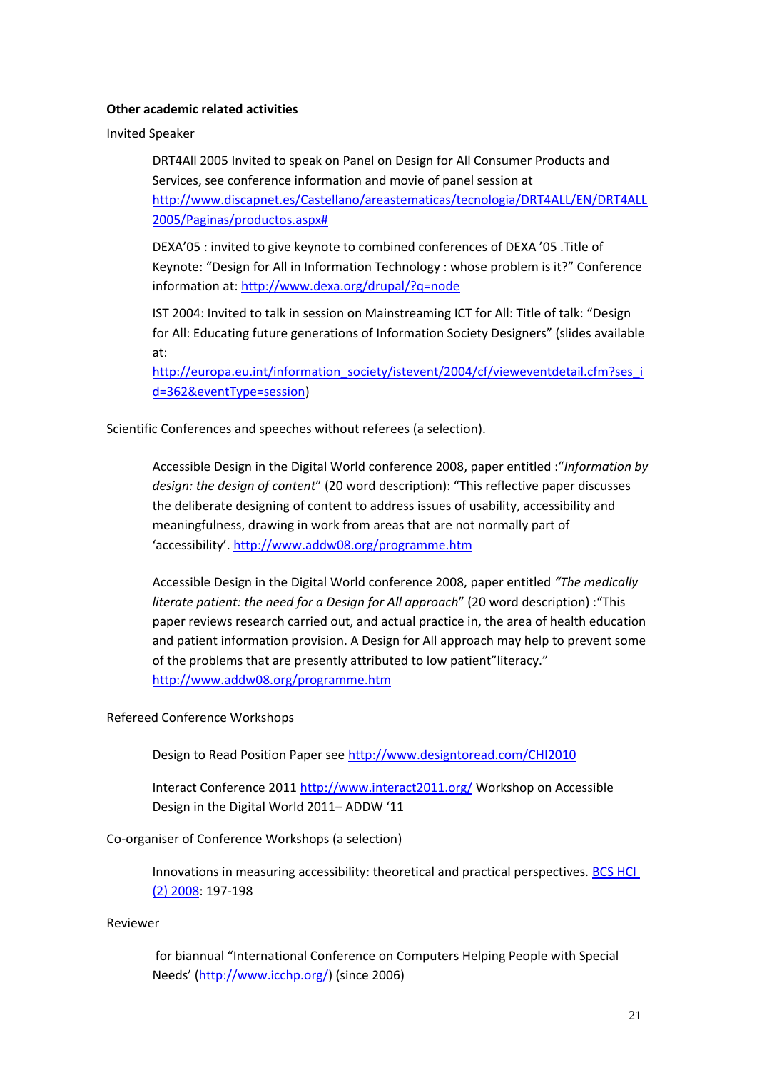**Other academic related activities**

Invited Speaker

DRT4All 2005 Invited to speak on Panel on Design for All Consumer Products and Services, see conference information and movie of panel session at http://www.discapnet.es/Castellano/areastematicas/tecnologia/DRT4ALL/EN/DRT4ALL2005/Paginas/productos.aspx#

DEXA'05 : invited to give keynote to combined conferences of DEXA '05 .Title of Keynote: "Design for All in Information Technology : whose problem is it?" Conference information at: http://www.dexa.org/drupal/?q=node

IST 2004: Invited to talk in session on Mainstreaming ICT for All: Title of talk: "Design for All: Educating future generations of Information Society Designers" (slides available at: http://europa.eu.int/information_society/istevent/2004/cf/vieweventdetail.cfm?ses_id=362&eventType=session)

Scientific Conferences and speeches without referees (a selection).

Accessible Design in the Digital World conference 2008, paper entitled :"*Information by design: the design of content*" (20 word description): "This reflective paper discusses the deliberate designing of content to address issues of usability, accessibility and meaningfulness, drawing in work from areas that are not normally part of 'accessibility'. http://www.addw08.org/programme.htm

Accessible Design in the Digital World conference 2008, paper entitled *"The medically literate patient: the need for a Design for All approach*" (20 word description) :"This paper reviews research carried out, and actual practice in, the area of health education and patient information provision. A Design for All approach may help to prevent some of the problems that are presently attributed to low patient"literacy." http://www.addw08.org/programme.htm

Refereed Conference Workshops

Design to Read Position Paper see http://www.designtoread.com/CHI2010

Interact Conference 2011 http://www.interact2011.org/ Workshop on Accessible Design in the Digital World 2011– ADDW '11

Co-organiser of Conference Workshops (a selection)

Innovations in measuring accessibility: theoretical and practical perspectives. BCS HCI (2) 2008: 197-198

Reviewer

for biannual "International Conference on Computers Helping People with Special Needs' (http://www.icchp.org/) (since 2006)